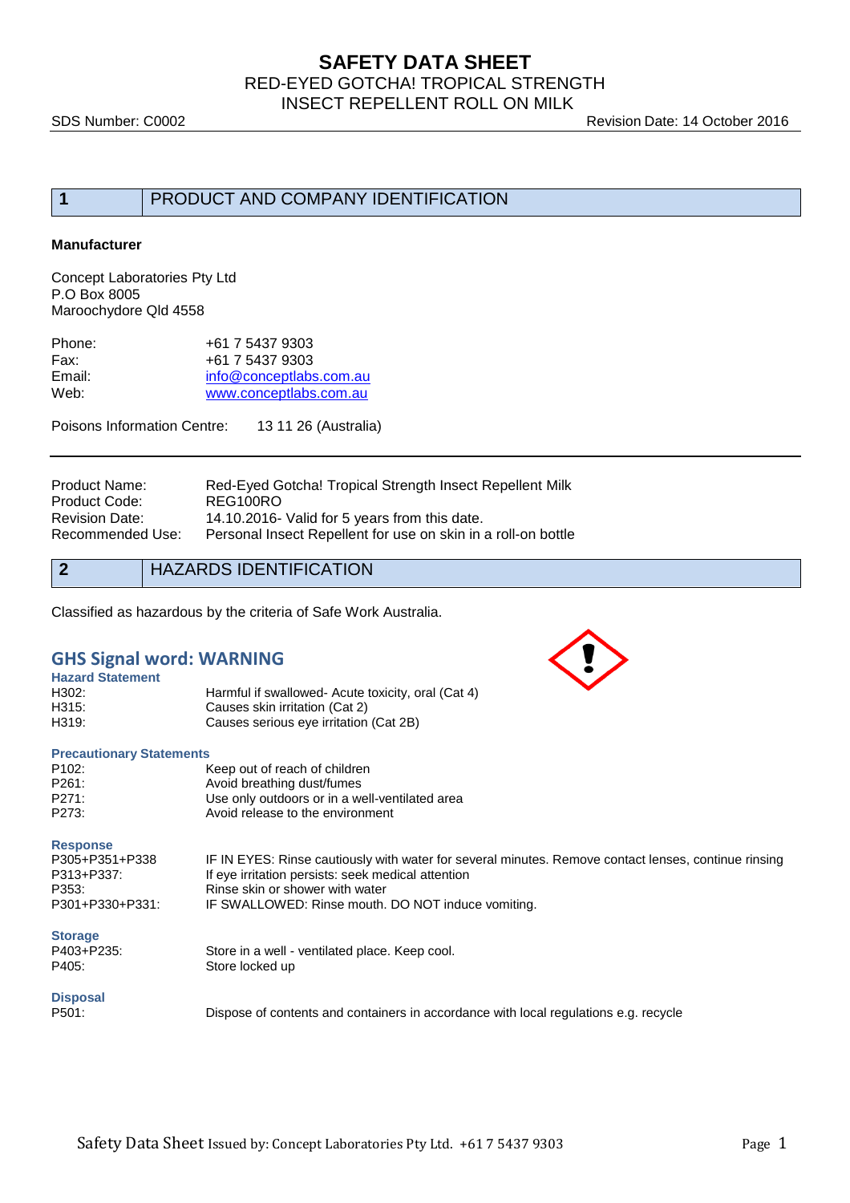# SAFETY DATA SHEET

RED-EYED GOTCHA! TROPICAL STRENGTH INSECT REPELLENT ROLL ON MILK

SDS Number: C0002 — Revision Date: 14 October 2016

## 1 PRODUCT AND COMPANY IDENTIFICATION

**Manufacturer**

Concept Laboratories Pty Ltd
P.O Box 8005
Maroochydore Qld 4558

| | |
|---|---|
| Phone: | +61 7 5437 9303 |
| Fax: | +61 7 5437 9303 |
| Email: | info@conceptlabs.com.au |
| Web: | www.conceptlabs.com.au |

Poisons Information Centre: 13 11 26 (Australia)

| | |
|---|---|
| Product Name: | Red-Eyed Gotcha! Tropical Strength Insect Repellent Milk |
| Product Code: | REG100RO |
| Revision Date: | 14.10.2016- Valid for 5 years from this date. |
| Recommended Use: | Personal Insect Repellent for use on skin in a roll-on bottle |

## 2 HAZARDS IDENTIFICATION

Classified as hazardous by the criteria of Safe Work Australia.

### GHS Signal word: WARNING

**Hazard Statement**

| | |
|---|---|
| H302: | Harmful if swallowed- Acute toxicity, oral (Cat 4) |
| H315: | Causes skin irritation (Cat 2) |
| H319: | Causes serious eye irritation (Cat 2B) |

**Precautionary Statements**

| | |
|---|---|
| P102: | Keep out of reach of children |
| P261: | Avoid breathing dust/fumes |
| P271: | Use only outdoors or in a well-ventilated area |
| P273: | Avoid release to the environment |

**Response**

| | |
|---|---|
| P305+P351+P338 | IF IN EYES: Rinse cautiously with water for several minutes. Remove contact lenses, continue rinsing |
| P313+P337: | If eye irritation persists: seek medical attention |
| P353: | Rinse skin or shower with water |
| P301+P330+P331: | IF SWALLOWED: Rinse mouth. DO NOT induce vomiting. |

**Storage**

| | |
|---|---|
| P403+P235: | Store in a well - ventilated place. Keep cool. |
| P405: | Store locked up |

**Disposal**

| | |
|---|---|
| P501: | Dispose of contents and containers in accordance with local regulations e.g. recycle |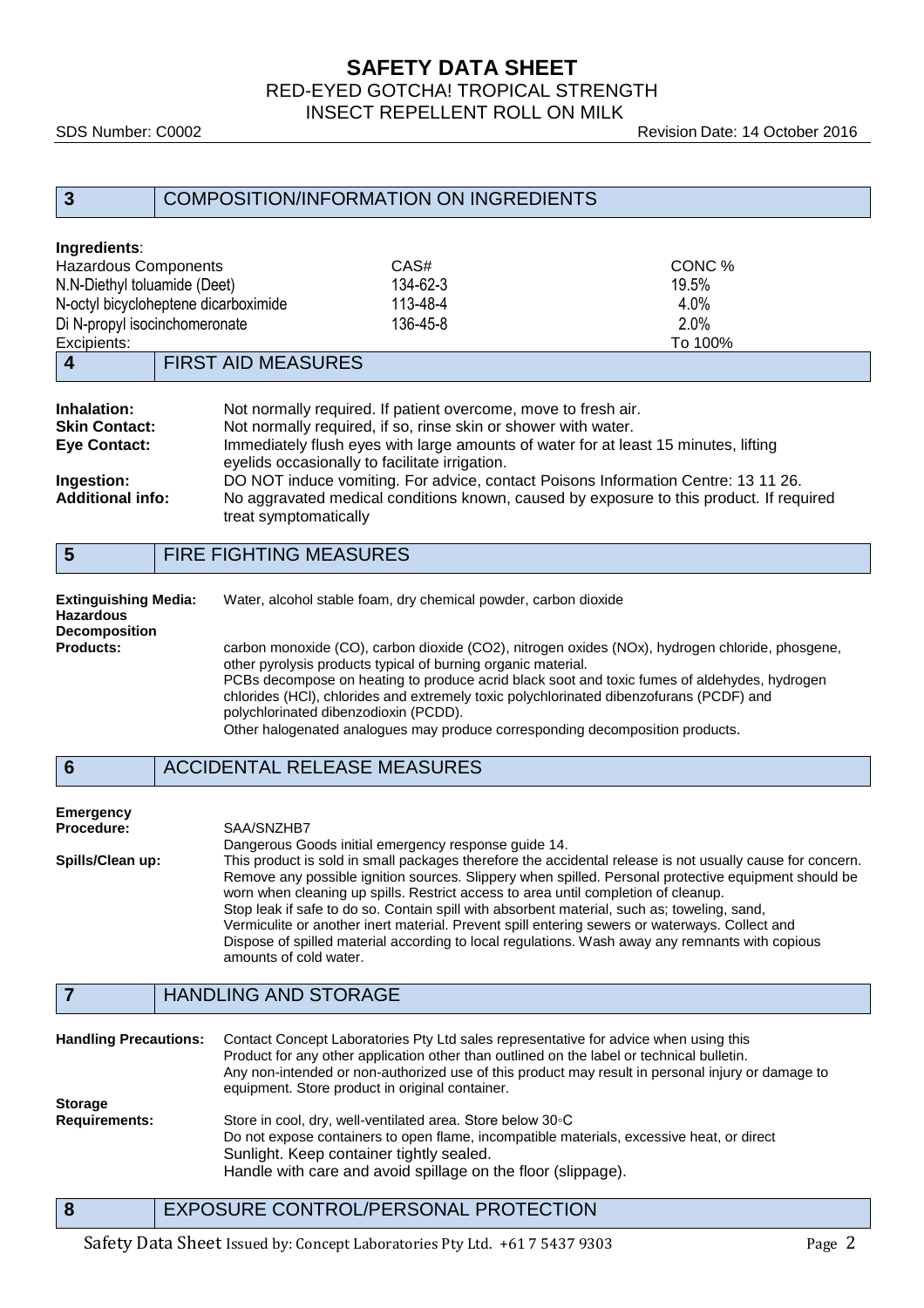## 3 COMPOSITION/INFORMATION ON INGREDIENTS

**Ingredients**:

| Hazardous Components | CAS# | CONC % |
|---|---|---|
| N.N-Diethyl toluamide (Deet) | 134-62-3 | 19.5% |
| N-octyl bicycloheptene dicarboximide | 113-48-4 | 4.0% |
| Di N-propyl isocinchomeronate | 136-45-8 | 2.0% |
| Excipients: | | To 100% |

## 4 FIRST AID MEASURES

**Inhalation:** Not normally required. If patient overcome, move to fresh air.

**Skin Contact:** Not normally required, if so, rinse skin or shower with water.

**Eye Contact:** Immediately flush eyes with large amounts of water for at least 15 minutes, lifting eyelids occasionally to facilitate irrigation.

**Ingestion:** DO NOT induce vomiting. For advice, contact Poisons Information Centre: 13 11 26.

**Additional info:** No aggravated medical conditions known, caused by exposure to this product. If required treat symptomatically

## 5 FIRE FIGHTING MEASURES

**Extinguishing Media:** Water, alcohol stable foam, dry chemical powder, carbon dioxide

**Hazardous Decomposition Products:** carbon monoxide (CO), carbon dioxide ($CO_2$), nitrogen oxides ($NO_x$), hydrogen chloride, phosgene, other pyrolysis products typical of burning organic material.
PCBs decompose on heating to produce acrid black soot and toxic fumes of aldehydes, hydrogen chlorides (HCl), chlorides and extremely toxic polychlorinated dibenzofurans (PCDF) and polychlorinated dibenzodioxin (PCDD).
Other halogenated analogues may produce corresponding decomposition products.

## 6 ACCIDENTAL RELEASE MEASURES

**Emergency Procedure:** SAA/SNZHB7
Dangerous Goods initial emergency response guide 14.

**Spills/Clean up:** This product is sold in small packages therefore the accidental release is not usually cause for concern. Remove any possible ignition sources. Slippery when spilled. Personal protective equipment should be worn when cleaning up spills. Restrict access to area until completion of cleanup.
Stop leak if safe to do so. Contain spill with absorbent material, such as; toweling, sand, Vermiculite or another inert material. Prevent spill entering sewers or waterways. Collect and Dispose of spilled material according to local regulations. Wash away any remnants with copious amounts of cold water.

## 7 HANDLING AND STORAGE

**Handling Precautions:** Contact Concept Laboratories Pty Ltd sales representative for advice when using this Product for any other application other than outlined on the label or technical bulletin.
Any non-intended or non-authorized use of this product may result in personal injury or damage to equipment. Store product in original container.

**Storage Requirements:** Store in cool, dry, well-ventilated area. Store below 30◦C
Do not expose containers to open flame, incompatible materials, excessive heat, or direct Sunlight. Keep container tightly sealed.
Handle with care and avoid spillage on the floor (slippage).

## 8 EXPOSURE CONTROL/PERSONAL PROTECTION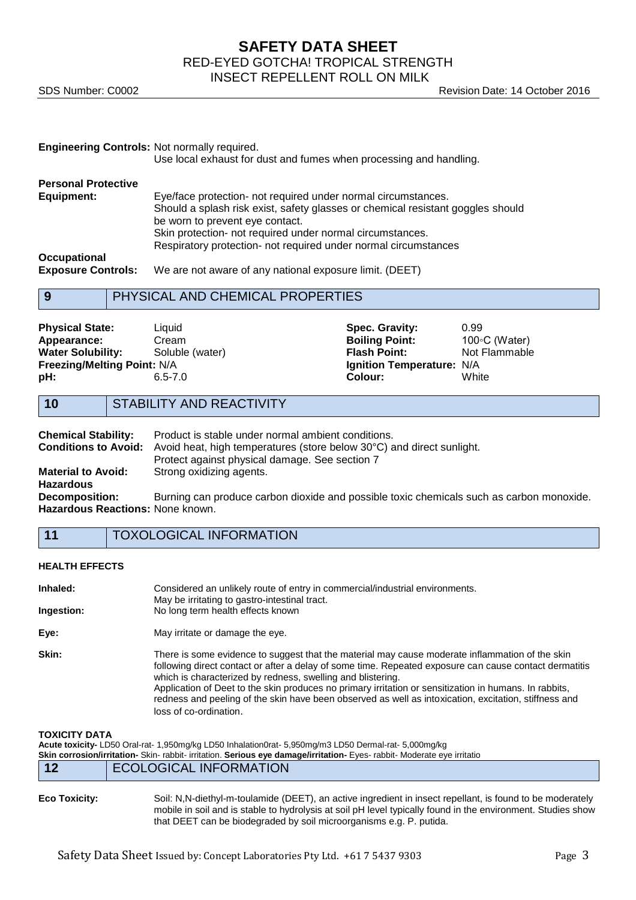**Engineering Controls:** Not normally required.
Use local exhaust for dust and fumes when processing and handling.

**Personal Protective Equipment:** Eye/face protection- not required under normal circumstances.
Should a splash risk exist, safety glasses or chemical resistant goggles should be worn to prevent eye contact.
Skin protection- not required under normal circumstances.
Respiratory protection- not required under normal circumstances

**Occupational Exposure Controls:** We are not aware of any national exposure limit. (DEET)

## 9 PHYSICAL AND CHEMICAL PROPERTIES

| | | | |
|---|---|---|---|
| **Physical State:** | Liquid | **Spec. Gravity:** | 0.99 |
| **Appearance:** | Cream | **Boiling Point:** | 100◦C (Water) |
| **Water Solubility:** | Soluble (water) | **Flash Point:** | Not Flammable |
| **Freezing/Melting Point:** | N/A | **Ignition Temperature:** | N/A |
| **pH:** | 6.5-7.0 | **Colour:** | White |

## 10 STABILITY AND REACTIVITY

**Chemical Stability:** Product is stable under normal ambient conditions.

**Conditions to Avoid:** Avoid heat, high temperatures (store below 30°C) and direct sunlight.
Protect against physical damage. See section 7

**Material to Avoid:** Strong oxidizing agents.

**Hazardous Decomposition:** Burning can produce carbon dioxide and possible toxic chemicals such as carbon monoxide.

**Hazardous Reactions:** None known.

## 11 TOXOLOGICAL INFORMATION

### HEALTH EFFECTS

**Inhaled:** Considered an unlikely route of entry in commercial/industrial environments.

**Ingestion:** May be irritating to gastro-intestinal tract.
No long term health effects known

**Eye:** May irritate or damage the eye.

**Skin:** There is some evidence to suggest that the material may cause moderate inflammation of the skin following direct contact or after a delay of some time. Repeated exposure can cause contact dermatitis which is characterized by redness, swelling and blistering.
Application of Deet to the skin produces no primary irritation or sensitization in humans. In rabbits, redness and peeling of the skin have been observed as well as intoxication, excitation, stiffness and loss of co-ordination.

### TOXICITY DATA

**Acute toxicity-** LD50 Oral-rat- 1,950mg/kg LD50 Inhalation0rat- 5,950mg/m3 LD50 Dermal-rat- 5,000mg/kg
**Skin corrosion/irritation-** Skin- rabbit- irritation. **Serious eye damage/irritation-** Eyes- rabbit- Moderate eye irritatio

## 12 ECOLOGICAL INFORMATION

**Eco Toxicity:** Soil: N,N-diethyl-m-toulamide (DEET), an active ingredient in insect repellant, is found to be moderately mobile in soil and is stable to hydrolysis at soil pH level typically found in the environment. Studies show that DEET can be biodegraded by soil microorganisms e.g. P. putida.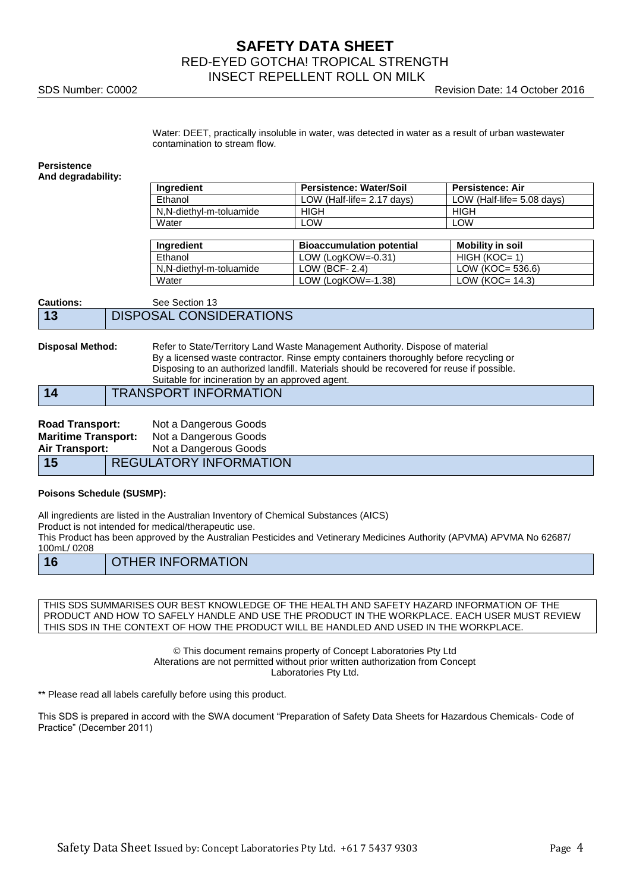Water: DEET, practically insoluble in water, was detected in water as a result of urban wastewater contamination to stream flow.

**Persistence And degradability:**

| Ingredient | Persistence: Water/Soil | Persistence: Air |
|---|---|---|
| Ethanol | LOW (Half-life= 2.17 days) | LOW (Half-life= 5.08 days) |
| N,N-diethyl-m-toluamide | HIGH | HIGH |
| Water | LOW | LOW |

| Ingredient | Bioaccumulation potential | Mobility in soil |
|---|---|---|
| Ethanol | LOW (LogKOW=-0.31) | HIGH (KOC= 1) |
| N,N-diethyl-m-toluamide | LOW (BCF- 2.4) | LOW (KOC= 536.6) |
| Water | LOW (LogKOW=-1.38) | LOW (KOC= 14.3) |

**Cautions:** See Section 13

## 13 DISPOSAL CONSIDERATIONS

**Disposal Method:** Refer to State/Territory Land Waste Management Authority. Dispose of material By a licensed waste contractor. Rinse empty containers thoroughly before recycling or Disposing to an authorized landfill. Materials should be recovered for reuse if possible. Suitable for incineration by an approved agent.

## 14 TRANSPORT INFORMATION

**Road Transport:** Not a Dangerous Goods
**Maritime Transport:** Not a Dangerous Goods
**Air Transport:** Not a Dangerous Goods

## 15 REGULATORY INFORMATION

**Poisons Schedule (SUSMP):**

All ingredients are listed in the Australian Inventory of Chemical Substances (AICS)
Product is not intended for medical/therapeutic use.
This Product has been approved by the Australian Pesticides and Vetinerary Medicines Authority (APVMA) APVMA No 62687/ 100mL/ 0208

## 16 OTHER INFORMATION

THIS SDS SUMMARISES OUR BEST KNOWLEDGE OF THE HEALTH AND SAFETY HAZARD INFORMATION OF THE PRODUCT AND HOW TO SAFELY HANDLE AND USE THE PRODUCT IN THE WORKPLACE. EACH USER MUST REVIEW THIS SDS IN THE CONTEXT OF HOW THE PRODUCT WILL BE HANDLED AND USED IN THE WORKPLACE.

© This document remains property of Concept Laboratories Pty Ltd
Alterations are not permitted without prior written authorization from Concept Laboratories Pty Ltd.

** Please read all labels carefully before using this product.

This SDS is prepared in accord with the SWA document “Preparation of Safety Data Sheets for Hazardous Chemicals- Code of Practice” (December 2011)